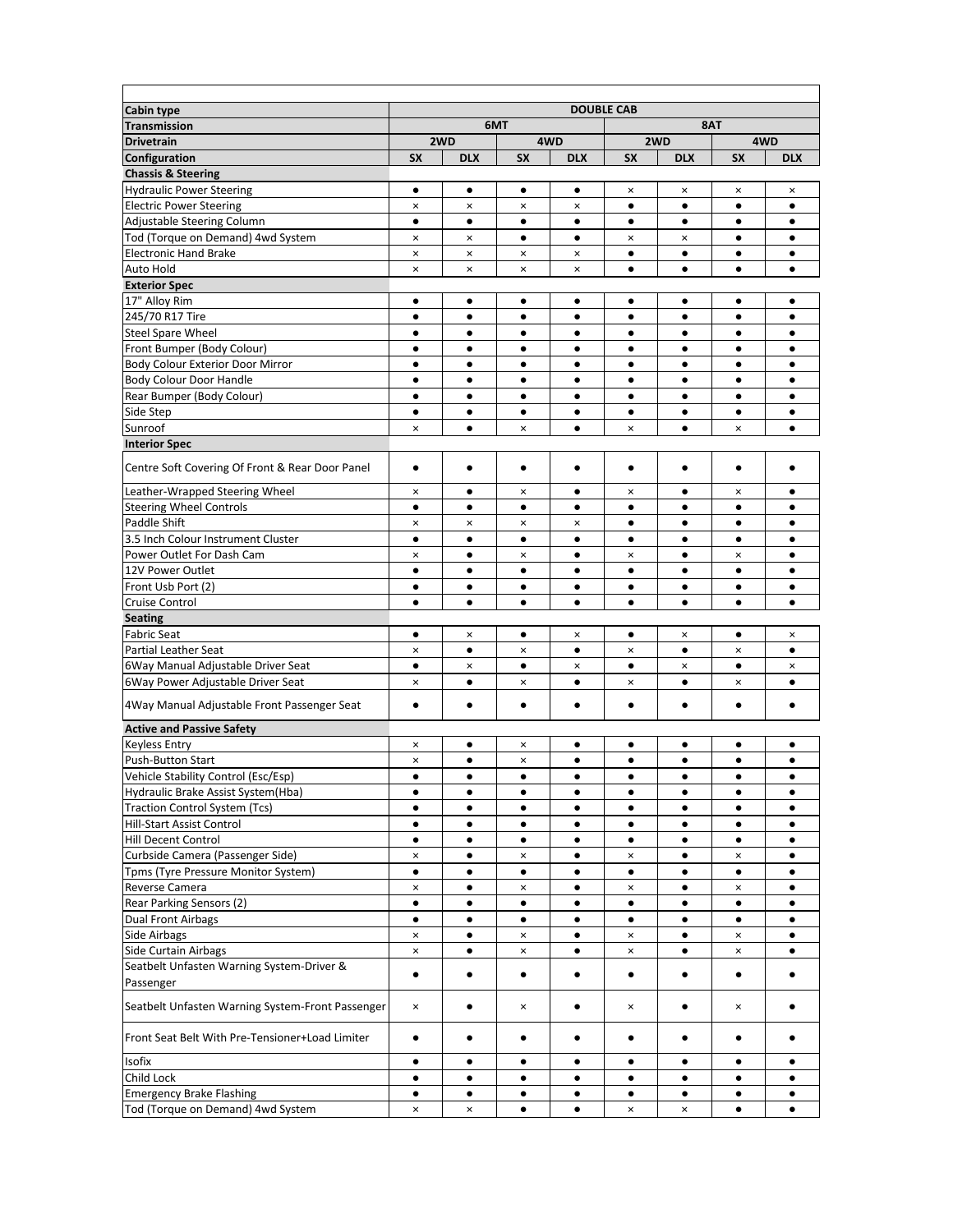| Cabin type | DOUBLE CAB | | | | | | | |
|---|---|---|---|---|---|---|---|---|
| Transmission | 6MT | | | | 8AT | | | |
| Drivetrain | 2WD | | 4WD | | 2WD | | 4WD | |
| Configuration | SX | DLX | SX | DLX | SX | DLX | SX | DLX |
| **Chassis & Steering** | | | | | | | | |
| Hydraulic Power Steering | ● | ● | ● | ● | × | × | × | × |
| Electric Power Steering | × | × | × | × | ● | ● | ● | ● |
| Adjustable Steering Column | ● | ● | ● | ● | ● | ● | ● | ● |
| Tod (Torque on Demand) 4wd System | × | × | ● | ● | × | × | ● | ● |
| Electronic Hand Brake | × | × | × | × | ● | ● | ● | ● |
| Auto Hold | × | × | × | × | ● | ● | ● | ● |
| **Exterior Spec** | | | | | | | | |
| 17" Alloy Rim | ● | ● | ● | ● | ● | ● | ● | ● |
| 245/70 R17 Tire | ● | ● | ● | ● | ● | ● | ● | ● |
| Steel Spare Wheel | ● | ● | ● | ● | ● | ● | ● | ● |
| Front Bumper (Body Colour) | ● | ● | ● | ● | ● | ● | ● | ● |
| Body Colour Exterior Door Mirror | ● | ● | ● | ● | ● | ● | ● | ● |
| Body Colour Door Handle | ● | ● | ● | ● | ● | ● | ● | ● |
| Rear Bumper (Body Colour) | ● | ● | ● | ● | ● | ● | ● | ● |
| Side Step | ● | ● | ● | ● | ● | ● | ● | ● |
| Sunroof | × | ● | × | ● | × | ● | × | ● |
| **Interior Spec** | | | | | | | | |
| Centre Soft Covering Of Front & Rear Door Panel | ● | ● | ● | ● | ● | ● | ● | ● |
| Leather-Wrapped Steering Wheel | × | ● | × | ● | × | ● | × | ● |
| Steering Wheel Controls | ● | ● | ● | ● | ● | ● | ● | ● |
| Paddle Shift | × | × | × | × | ● | ● | ● | ● |
| 3.5 Inch Colour Instrument Cluster | ● | ● | ● | ● | ● | ● | ● | ● |
| Power Outlet For Dash Cam | × | ● | × | ● | × | ● | × | ● |
| 12V Power Outlet | ● | ● | ● | ● | ● | ● | ● | ● |
| Front Usb Port (2) | ● | ● | ● | ● | ● | ● | ● | ● |
| Cruise Control | ● | ● | ● | ● | ● | ● | ● | ● |
| **Seating** | | | | | | | | |
| Fabric Seat | ● | × | ● | × | ● | × | ● | × |
| Partial Leather Seat | × | ● | × | ● | × | ● | × | ● |
| 6Way Manual Adjustable Driver Seat | ● | × | ● | × | ● | × | ● | × |
| 6Way Power Adjustable Driver Seat | × | ● | × | ● | × | ● | × | ● |
| 4Way Manual Adjustable Front Passenger Seat | ● | ● | ● | ● | ● | ● | ● | ● |
| **Active and Passive Safety** | | | | | | | | |
| Keyless Entry | × | ● | × | ● | ● | ● | ● | ● |
| Push-Button Start | × | ● | × | ● | ● | ● | ● | ● |
| Vehicle Stability Control (Esc/Esp) | ● | ● | ● | ● | ● | ● | ● | ● |
| Hydraulic Brake Assist System(Hba) | ● | ● | ● | ● | ● | ● | ● | ● |
| Traction Control System (Tcs) | ● | ● | ● | ● | ● | ● | ● | ● |
| Hill-Start Assist Control | ● | ● | ● | ● | ● | ● | ● | ● |
| Hill Decent Control | ● | ● | ● | ● | ● | ● | ● | ● |
| Curbside Camera (Passenger Side) | × | ● | × | ● | × | ● | × | ● |
| Tpms (Tyre Pressure Monitor System) | ● | ● | ● | ● | ● | ● | ● | ● |
| Reverse Camera | × | ● | × | ● | × | ● | × | ● |
| Rear Parking Sensors (2) | ● | ● | ● | ● | ● | ● | ● | ● |
| Dual Front Airbags | ● | ● | ● | ● | ● | ● | ● | ● |
| Side Airbags | × | ● | × | ● | × | ● | × | ● |
| Side Curtain Airbags | × | ● | × | ● | × | ● | × | ● |
| Seatbelt Unfasten Warning System-Driver & Passenger | ● | ● | ● | ● | ● | ● | ● | ● |
| Seatbelt Unfasten Warning System-Front Passenger | × | ● | × | ● | × | ● | × | ● |
| Front Seat Belt With Pre-Tensioner+Load Limiter | ● | ● | ● | ● | ● | ● | ● | ● |
| Isofix | ● | ● | ● | ● | ● | ● | ● | ● |
| Child Lock | ● | ● | ● | ● | ● | ● | ● | ● |
| Emergency Brake Flashing | ● | ● | ● | ● | ● | ● | ● | ● |
| Tod (Torque on Demand) 4wd System | × | × | ● | ● | × | × | ● | ● |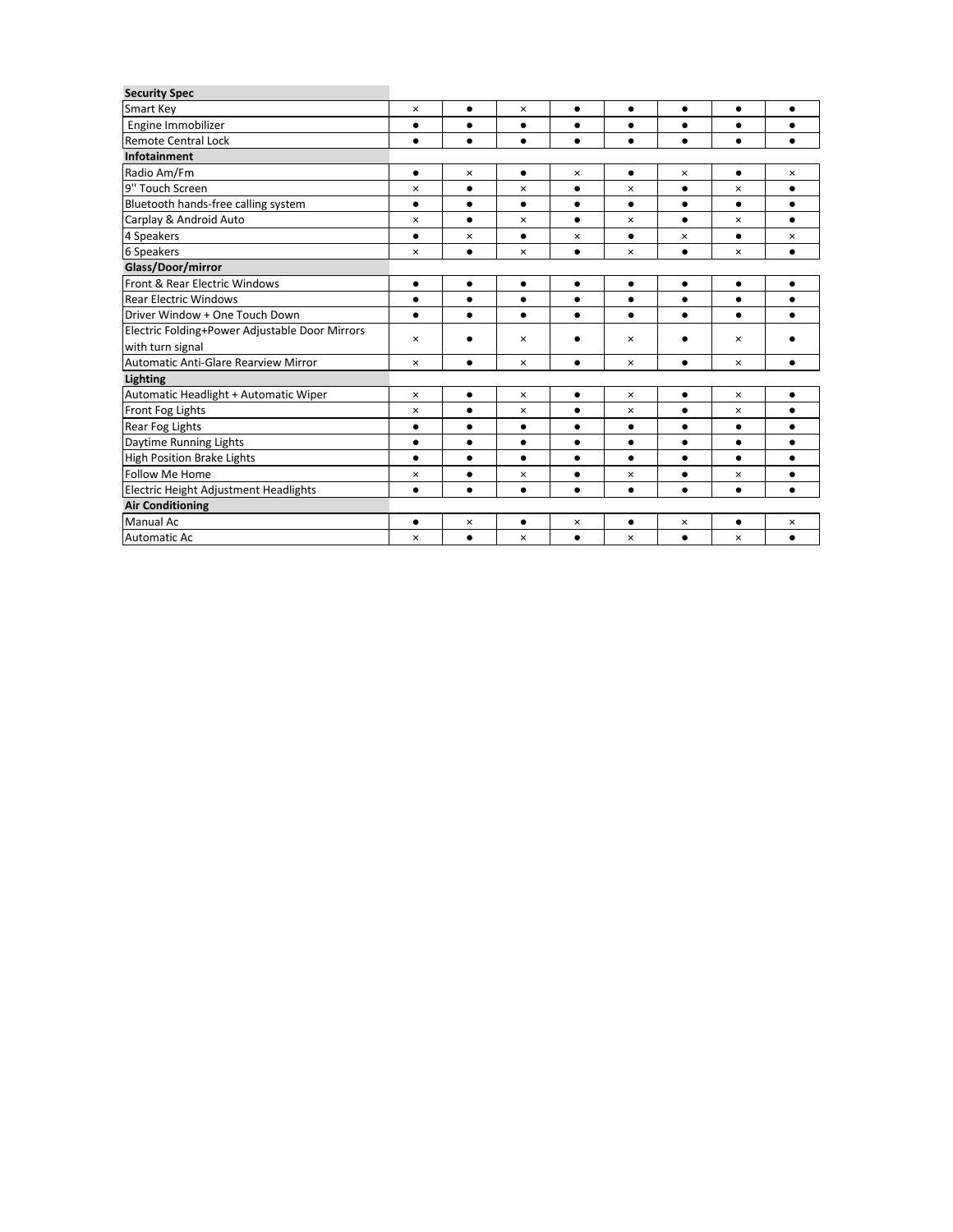| | | | | | | | | |
|---|---|---|---|---|---|---|---|---|
| **Security Spec** | | | | | | | | |
| Smart Key | × | ● | × | ● | ● | ● | ● | ● |
| Engine Immobilizer | ● | ● | ● | ● | ● | ● | ● | ● |
| Remote Central Lock | ● | ● | ● | ● | ● | ● | ● | ● |
| **Infotainment** | | | | | | | | |
| Radio Am/Fm | ● | × | ● | × | ● | × | ● | × |
| 9'' Touch Screen | × | ● | × | ● | × | ● | × | ● |
| Bluetooth hands-free calling system | ● | ● | ● | ● | ● | ● | ● | ● |
| Carplay & Android Auto | × | ● | × | ● | × | ● | × | ● |
| 4 Speakers | ● | × | ● | × | ● | × | ● | × |
| 6 Speakers | × | ● | × | ● | × | ● | × | ● |
| **Glass/Door/mirror** | | | | | | | | |
| Front & Rear Electric Windows | ● | ● | ● | ● | ● | ● | ● | ● |
| Rear Electric Windows | ● | ● | ● | ● | ● | ● | ● | ● |
| Driver Window + One Touch Down | ● | ● | ● | ● | ● | ● | ● | ● |
| Electric Folding+Power Adjustable Door Mirrors with turn signal | × | ● | × | ● | × | ● | × | ● |
| Automatic Anti-Glare Rearview Mirror | × | ● | × | ● | × | ● | × | ● |
| **Lighting** | | | | | | | | |
| Automatic Headlight + Automatic Wiper | × | ● | × | ● | × | ● | × | ● |
| Front Fog Lights | × | ● | × | ● | × | ● | × | ● |
| Rear Fog Lights | ● | ● | ● | ● | ● | ● | ● | ● |
| Daytime Running Lights | ● | ● | ● | ● | ● | ● | ● | ● |
| High Position Brake Lights | ● | ● | ● | ● | ● | ● | ● | ● |
| Follow Me Home | × | ● | × | ● | × | ● | × | ● |
| Electric Height Adjustment Headlights | ● | ● | ● | ● | ● | ● | ● | ● |
| **Air Conditioning** | | | | | | | | |
| Manual Ac | ● | × | ● | × | ● | × | ● | × |
| Automatic Ac | × | ● | × | ● | × | ● | × | ● |